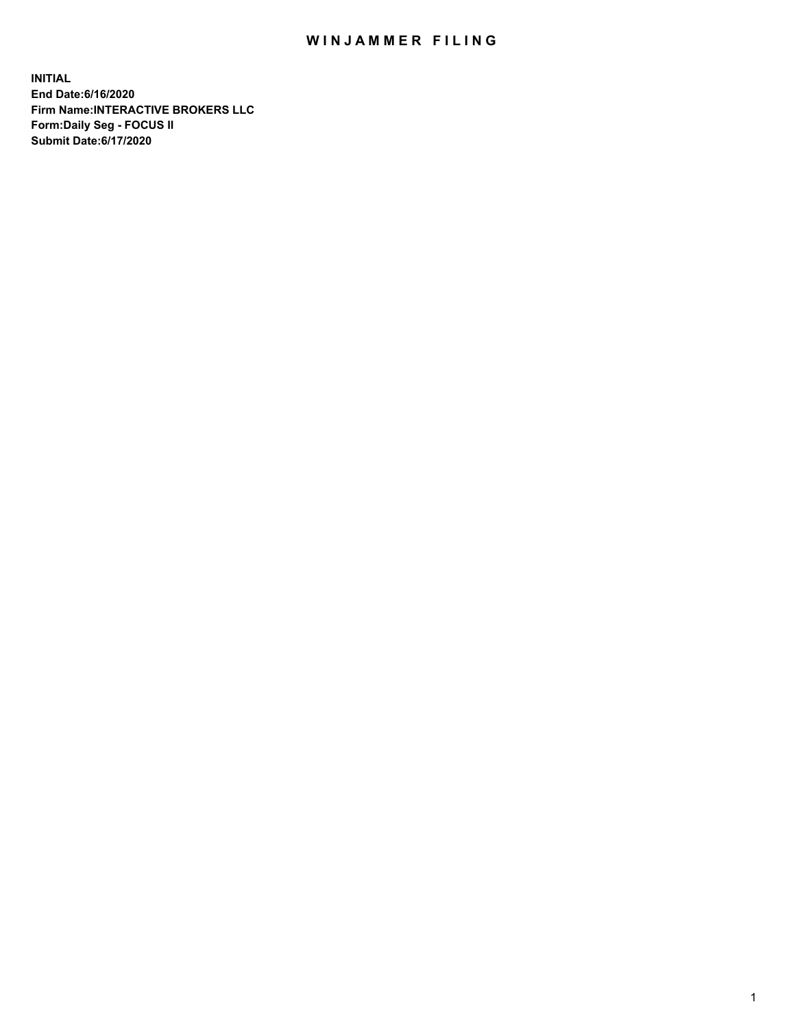# WINJAMMER FILING

**INITIAL**
**End Date:6/16/2020**
**Firm Name:INTERACTIVE BROKERS LLC**
**Form:Daily Seg - FOCUS II**
**Submit Date:6/17/2020**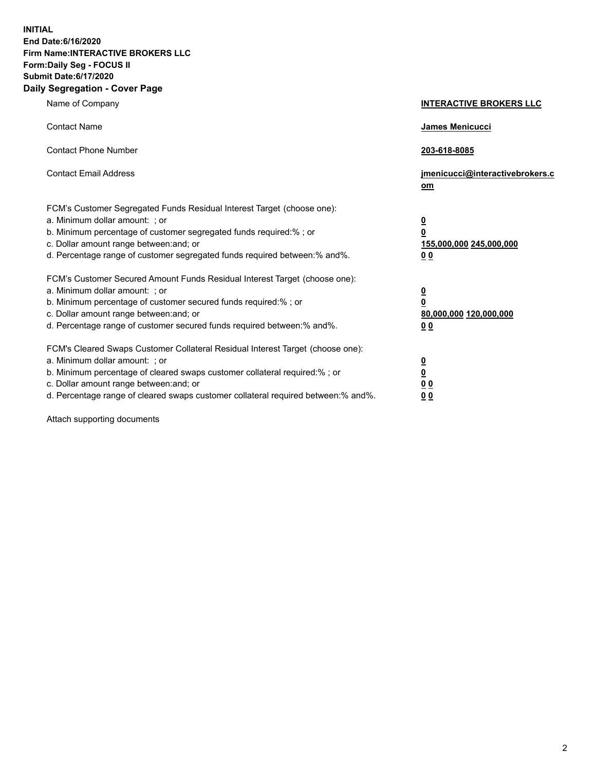**INITIAL**
**End Date:6/16/2020**
**Firm Name:INTERACTIVE BROKERS LLC**
**Form:Daily Seg - FOCUS II**
**Submit Date:6/17/2020**
**Daily Segregation - Cover Page**

| | |
|---|---|
| Name of Company | **INTERACTIVE BROKERS LLC** |
| Contact Name | **James Menicucci** |
| Contact Phone Number | **203-618-8085** |
| Contact Email Address | **jmenicucci@interactivebrokers.com** |
| FCM's Customer Segregated Funds Residual Interest Target (choose one): | |
| a. Minimum dollar amount: ; or | **0** |
| b. Minimum percentage of customer segregated funds required:% ; or | **0** |
| c. Dollar amount range between:and; or | **155,000,000 245,000,000** |
| d. Percentage range of customer segregated funds required between:% and%. | **0 0** |
| FCM's Customer Secured Amount Funds Residual Interest Target (choose one): | |
| a. Minimum dollar amount: ; or | **0** |
| b. Minimum percentage of customer secured funds required:% ; or | **0** |
| c. Dollar amount range between:and; or | **80,000,000 120,000,000** |
| d. Percentage range of customer secured funds required between:% and%. | **0 0** |
| FCM's Cleared Swaps Customer Collateral Residual Interest Target (choose one): | |
| a. Minimum dollar amount: ; or | **0** |
| b. Minimum percentage of cleared swaps customer collateral required:% ; or | **0** |
| c. Dollar amount range between:and; or | **0 0** |
| d. Percentage range of cleared swaps customer collateral required between:% and%. | **0 0** |

Attach supporting documents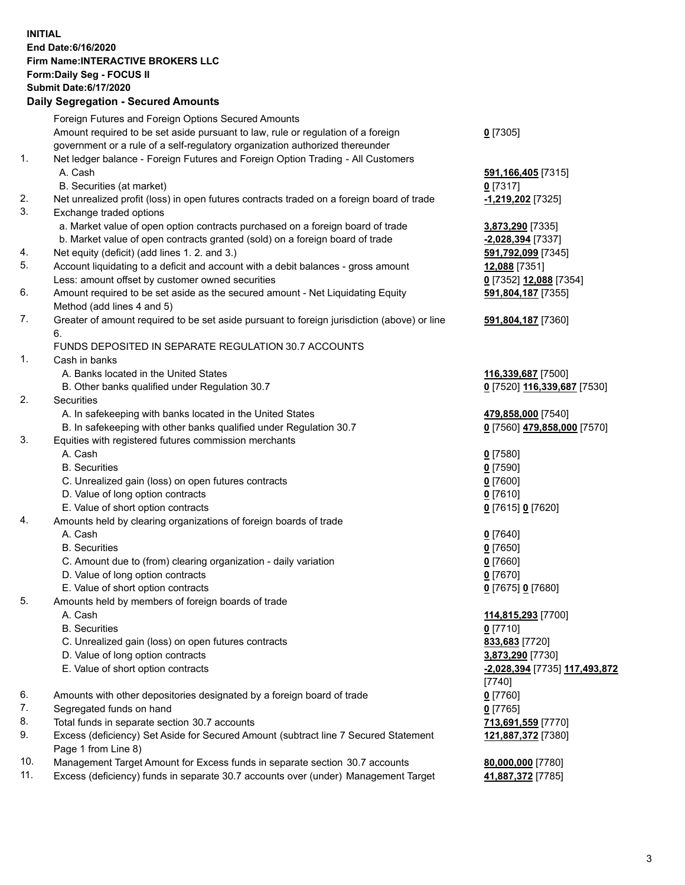**INITIAL**
**End Date:6/16/2020**
**Firm Name:INTERACTIVE BROKERS LLC**
**Form:Daily Seg - FOCUS II**
**Submit Date:6/17/2020**

**Daily Segregation - Secured Amounts**

| | | |
|---|---|---|
| | Foreign Futures and Foreign Options Secured Amounts | |
| | Amount required to be set aside pursuant to law, rule or regulation of a foreign government or a rule of a self-regulatory organization authorized thereunder | **0** [7305] |
| 1. | Net ledger balance - Foreign Futures and Foreign Option Trading - All Customers | |
| | A. Cash | **591,166,405** [7315] |
| | B. Securities (at market) | **0** [7317] |
| 2. | Net unrealized profit (loss) in open futures contracts traded on a foreign board of trade | **-1,219,202** [7325] |
| 3. | Exchange traded options | |
| | a. Market value of open option contracts purchased on a foreign board of trade | **3,873,290** [7335] |
| | b. Market value of open contracts granted (sold) on a foreign board of trade | **-2,028,394** [7337] |
| 4. | Net equity (deficit) (add lines 1. 2. and 3.) | **591,792,099** [7345] |
| 5. | Account liquidating to a deficit and account with a debit balances - gross amount | **12,088** [7351] |
| | Less: amount offset by customer owned securities | **0** [7352] **12,088** [7354] |
| 6. | Amount required to be set aside as the secured amount - Net Liquidating Equity Method (add lines 4 and 5) | **591,804,187** [7355] |
| 7. | Greater of amount required to be set aside pursuant to foreign jurisdiction (above) or line 6. | **591,804,187** [7360] |
| | FUNDS DEPOSITED IN SEPARATE REGULATION 30.7 ACCOUNTS | |
| 1. | Cash in banks | |
| | A. Banks located in the United States | **116,339,687** [7500] |
| | B. Other banks qualified under Regulation 30.7 | **0** [7520] **116,339,687** [7530] |
| 2. | Securities | |
| | A. In safekeeping with banks located in the United States | **479,858,000** [7540] |
| | B. In safekeeping with other banks qualified under Regulation 30.7 | **0** [7560] **479,858,000** [7570] |
| 3. | Equities with registered futures commission merchants | |
| | A. Cash | **0** [7580] |
| | B. Securities | **0** [7590] |
| | C. Unrealized gain (loss) on open futures contracts | **0** [7600] |
| | D. Value of long option contracts | **0** [7610] |
| | E. Value of short option contracts | **0** [7615] **0** [7620] |
| 4. | Amounts held by clearing organizations of foreign boards of trade | |
| | A. Cash | **0** [7640] |
| | B. Securities | **0** [7650] |
| | C. Amount due to (from) clearing organization - daily variation | **0** [7660] |
| | D. Value of long option contracts | **0** [7670] |
| | E. Value of short option contracts | **0** [7675] **0** [7680] |
| 5. | Amounts held by members of foreign boards of trade | |
| | A. Cash | **114,815,293** [7700] |
| | B. Securities | **0** [7710] |
| | C. Unrealized gain (loss) on open futures contracts | **833,683** [7720] |
| | D. Value of long option contracts | **3,873,290** [7730] |
| | E. Value of short option contracts | **-2,028,394** [7735] **117,493,872** [7740] |
| 6. | Amounts with other depositories designated by a foreign board of trade | **0** [7760] |
| 7. | Segregated funds on hand | **0** [7765] |
| 8. | Total funds in separate section 30.7 accounts | **713,691,559** [7770] |
| 9. | Excess (deficiency) Set Aside for Secured Amount (subtract line 7 Secured Statement Page 1 from Line 8) | **121,887,372** [7380] |
| 10. | Management Target Amount for Excess funds in separate section 30.7 accounts | **80,000,000** [7780] |
| 11. | Excess (deficiency) funds in separate 30.7 accounts over (under) Management Target | **41,887,372** [7785] |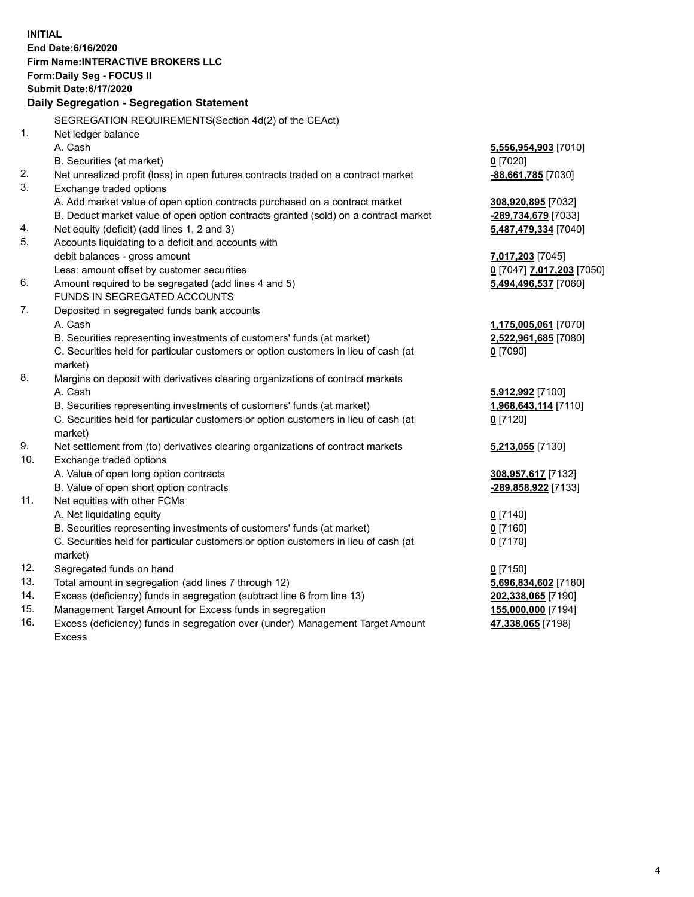**INITIAL**
**End Date:6/16/2020**
**Firm Name:INTERACTIVE BROKERS LLC**
**Form:Daily Seg - FOCUS II**
**Submit Date:6/17/2020**

**Daily Segregation - Segregation Statement**

SEGREGATION REQUIREMENTS(Section 4d(2) of the CEAct)

| | | |
|---|---|---|
| 1. | Net ledger balance | |
| | A. Cash | **5,556,954,903** [7010] |
| | B. Securities (at market) | **0** [7020] |
| 2. | Net unrealized profit (loss) in open futures contracts traded on a contract market | **-88,661,785** [7030] |
| 3. | Exchange traded options | |
| | A. Add market value of open option contracts purchased on a contract market | **308,920,895** [7032] |
| | B. Deduct market value of open option contracts granted (sold) on a contract market | **-289,734,679** [7033] |
| 4. | Net equity (deficit) (add lines 1, 2 and 3) | **5,487,479,334** [7040] |
| 5. | Accounts liquidating to a deficit and accounts with | |
| | debit balances - gross amount | **7,017,203** [7045] |
| | Less: amount offset by customer securities | **0** [7047] **7,017,203** [7050] |
| 6. | Amount required to be segregated (add lines 4 and 5) | **5,494,496,537** [7060] |
| | FUNDS IN SEGREGATED ACCOUNTS | |
| 7. | Deposited in segregated funds bank accounts | |
| | A. Cash | **1,175,005,061** [7070] |
| | B. Securities representing investments of customers' funds (at market) | **2,522,961,685** [7080] |
| | C. Securities held for particular customers or option customers in lieu of cash (at market) | **0** [7090] |
| 8. | Margins on deposit with derivatives clearing organizations of contract markets | |
| | A. Cash | **5,912,992** [7100] |
| | B. Securities representing investments of customers' funds (at market) | **1,968,643,114** [7110] |
| | C. Securities held for particular customers or option customers in lieu of cash (at market) | **0** [7120] |
| 9. | Net settlement from (to) derivatives clearing organizations of contract markets | **5,213,055** [7130] |
| 10. | Exchange traded options | |
| | A. Value of open long option contracts | **308,957,617** [7132] |
| | B. Value of open short option contracts | **-289,858,922** [7133] |
| 11. | Net equities with other FCMs | |
| | A. Net liquidating equity | **0** [7140] |
| | B. Securities representing investments of customers' funds (at market) | **0** [7160] |
| | C. Securities held for particular customers or option customers in lieu of cash (at market) | **0** [7170] |
| 12. | Segregated funds on hand | **0** [7150] |
| 13. | Total amount in segregation (add lines 7 through 12) | **5,696,834,602** [7180] |
| 14. | Excess (deficiency) funds in segregation (subtract line 6 from line 13) | **202,338,065** [7190] |
| 15. | Management Target Amount for Excess funds in segregation | **155,000,000** [7194] |
| 16. | Excess (deficiency) funds in segregation over (under) Management Target Amount Excess | **47,338,065** [7198] |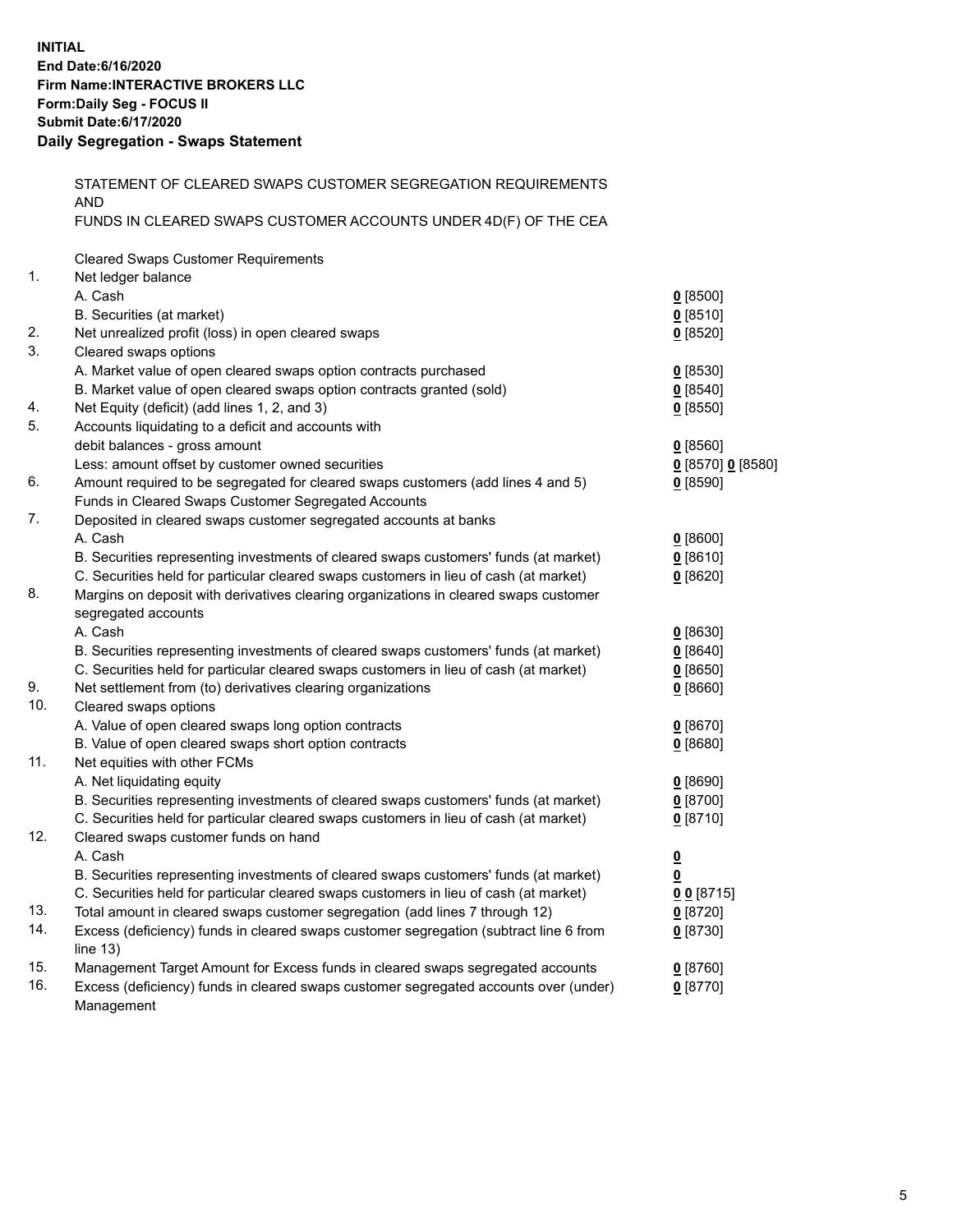**INITIAL**
**End Date:6/16/2020**
**Firm Name:INTERACTIVE BROKERS LLC**
**Form:Daily Seg - FOCUS II**
**Submit Date:6/17/2020**
**Daily Segregation - Swaps Statement**

STATEMENT OF CLEARED SWAPS CUSTOMER SEGREGATION REQUIREMENTS AND FUNDS IN CLEARED SWAPS CUSTOMER ACCOUNTS UNDER 4D(F) OF THE CEA

| | | |
|---|---|---|
| | Cleared Swaps Customer Requirements | |
| 1. | Net ledger balance | |
| | A. Cash | 0 [8500] |
| | B. Securities (at market) | 0 [8510] |
| 2. | Net unrealized profit (loss) in open cleared swaps | 0 [8520] |
| 3. | Cleared swaps options | |
| | A. Market value of open cleared swaps option contracts purchased | 0 [8530] |
| | B. Market value of open cleared swaps option contracts granted (sold) | 0 [8540] |
| 4. | Net Equity (deficit) (add lines 1, 2, and 3) | 0 [8550] |
| 5. | Accounts liquidating to a deficit and accounts with | |
| | debit balances - gross amount | 0 [8560] |
| | Less: amount offset by customer owned securities | 0 [8570] 0 [8580] |
| 6. | Amount required to be segregated for cleared swaps customers (add lines 4 and 5) | 0 [8590] |
| | Funds in Cleared Swaps Customer Segregated Accounts | |
| 7. | Deposited in cleared swaps customer segregated accounts at banks | |
| | A. Cash | 0 [8600] |
| | B. Securities representing investments of cleared swaps customers' funds (at market) | 0 [8610] |
| | C. Securities held for particular cleared swaps customers in lieu of cash (at market) | 0 [8620] |
| 8. | Margins on deposit with derivatives clearing organizations in cleared swaps customer segregated accounts | |
| | A. Cash | 0 [8630] |
| | B. Securities representing investments of cleared swaps customers' funds (at market) | 0 [8640] |
| | C. Securities held for particular cleared swaps customers in lieu of cash (at market) | 0 [8650] |
| 9. | Net settlement from (to) derivatives clearing organizations | 0 [8660] |
| 10. | Cleared swaps options | |
| | A. Value of open cleared swaps long option contracts | 0 [8670] |
| | B. Value of open cleared swaps short option contracts | 0 [8680] |
| 11. | Net equities with other FCMs | |
| | A. Net liquidating equity | 0 [8690] |
| | B. Securities representing investments of cleared swaps customers' funds (at market) | 0 [8700] |
| | C. Securities held for particular cleared swaps customers in lieu of cash (at market) | 0 [8710] |
| 12. | Cleared swaps customer funds on hand | |
| | A. Cash | 0 |
| | B. Securities representing investments of cleared swaps customers' funds (at market) | 0 |
| | C. Securities held for particular cleared swaps customers in lieu of cash (at market) | 0 0 [8715] |
| 13. | Total amount in cleared swaps customer segregation (add lines 7 through 12) | 0 [8720] |
| 14. | Excess (deficiency) funds in cleared swaps customer segregation (subtract line 6 from line 13) | 0 [8730] |
| 15. | Management Target Amount for Excess funds in cleared swaps segregated accounts | 0 [8760] |
| 16. | Excess (deficiency) funds in cleared swaps customer segregated accounts over (under) Management | 0 [8770] |